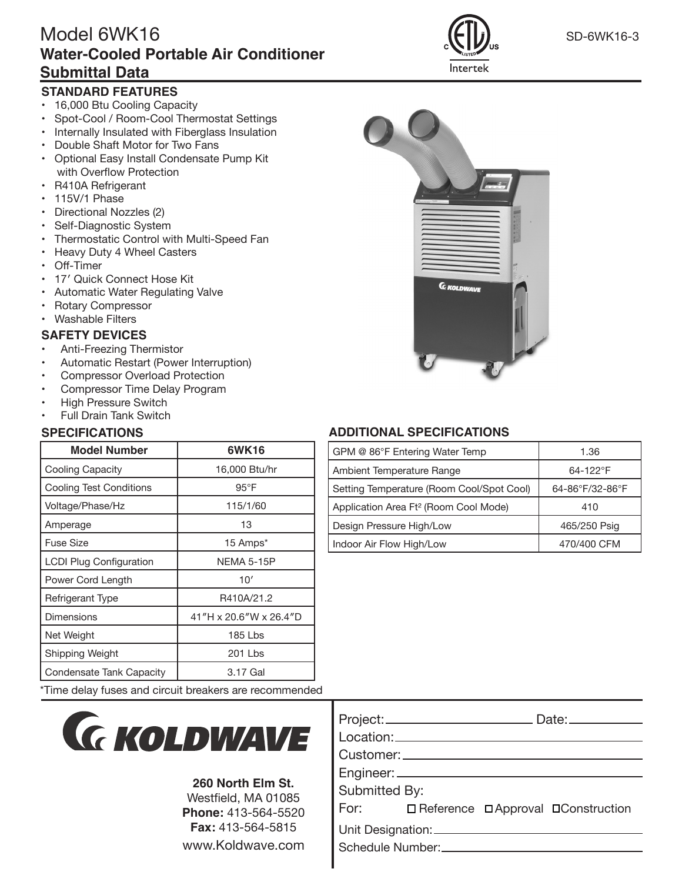# Model 6WK16
## Water-Cooled Portable Air Conditioner
## Submittal Data

SD-6WK16-3

### STANDARD FEATURES

- 16,000 Btu Cooling Capacity
- Spot-Cool / Room-Cool Thermostat Settings
- Internally Insulated with Fiberglass Insulation
- Double Shaft Motor for Two Fans
- Optional Easy Install Condensate Pump Kit with Overflow Protection
- R410A Refrigerant
- 115V/1 Phase
- Directional Nozzles (2)
- Self-Diagnostic System
- Thermostatic Control with Multi-Speed Fan
- Heavy Duty 4 Wheel Casters
- Off-Timer
- 17′ Quick Connect Hose Kit
- Automatic Water Regulating Valve
- Rotary Compressor
- Washable Filters

### SAFETY DEVICES

- Anti-Freezing Thermistor
- Automatic Restart (Power Interruption)
- Compressor Overload Protection
- Compressor Time Delay Program
- High Pressure Switch
- Full Drain Tank Switch

### SPECIFICATIONS

| Model Number | 6WK16 |
|---|---|
| Cooling Capacity | 16,000 Btu/hr |
| Cooling Test Conditions | 95°F |
| Voltage/Phase/Hz | 115/1/60 |
| Amperage | 13 |
| Fuse Size | 15 Amps* |
| LCDI Plug Configuration | NEMA 5-15P |
| Power Cord Length | 10′ |
| Refrigerant Type | R410A/21.2 |
| Dimensions | 41″H x 20.6″W x 26.4″D |
| Net Weight | 185 Lbs |
| Shipping Weight | 201 Lbs |
| Condensate Tank Capacity | 3.17 Gal |

*Time delay fuses and circuit breakers are recommended

### ADDITIONAL SPECIFICATIONS

| | |
|---|---|
| GPM @ 86°F Entering Water Temp | 1.36 |
| Ambient Temperature Range | 64-122°F |
| Setting Temperature (Room Cool/Spot Cool) | 64-86°F/32-86°F |
| Application Area Ft² (Room Cool Mode) | 410 |
| Design Pressure High/Low | 465/250 Psig |
| Indoor Air Flow High/Low | 470/400 CFM |

**KOLDWAVE**

**260 North Elm St.**
Westfield, MA 01085
**Phone:** 413-564-5520
**Fax:** 413-564-5815
www.Koldwave.com

Project: ______________________ Date: ____________
Location: ______________________
Customer: ______________________
Engineer: ______________________
Submitted By:
For: ☐ Reference ☐ Approval ☐ Construction
Unit Designation: ______________________
Schedule Number: ______________________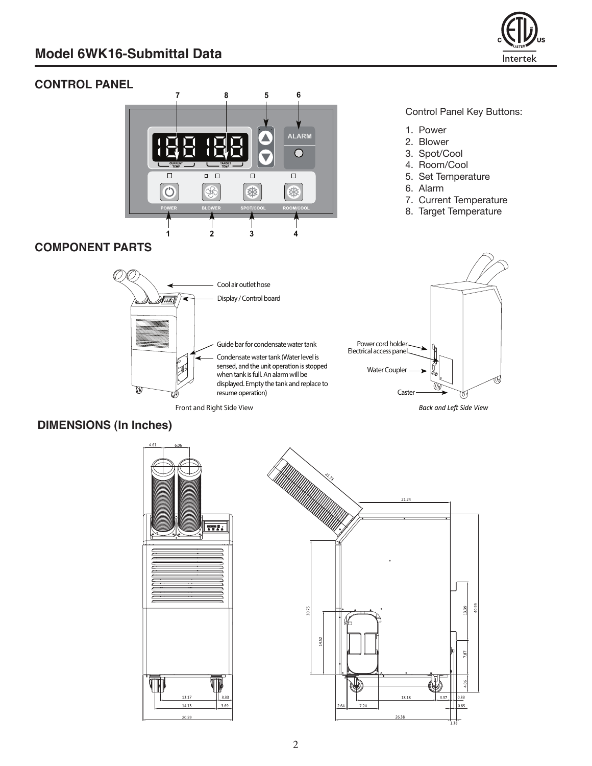## Model 6WK16-Submittal Data

### CONTROL PANEL

Control Panel Key Buttons:

1. Power
2. Blower
3. Spot/Cool
4. Room/Cool
5. Set Temperature
6. Alarm
7. Current Temperature
8. Target Temperature

### COMPONENT PARTS

- Cool air outlet hose
- Display / Control board
- Guide bar for condensate water tank
- Condensate water tank (Water level is sensed, and the unit operation is stopped when tank is full. An alarm will be displayed. Empty the tank and replace to resume operation)

Front and Right Side View

- Power cord holder
- Electrical access panel
- Water Coupler
- Caster

*Back and Left Side View*

### DIMENSIONS (In Inches)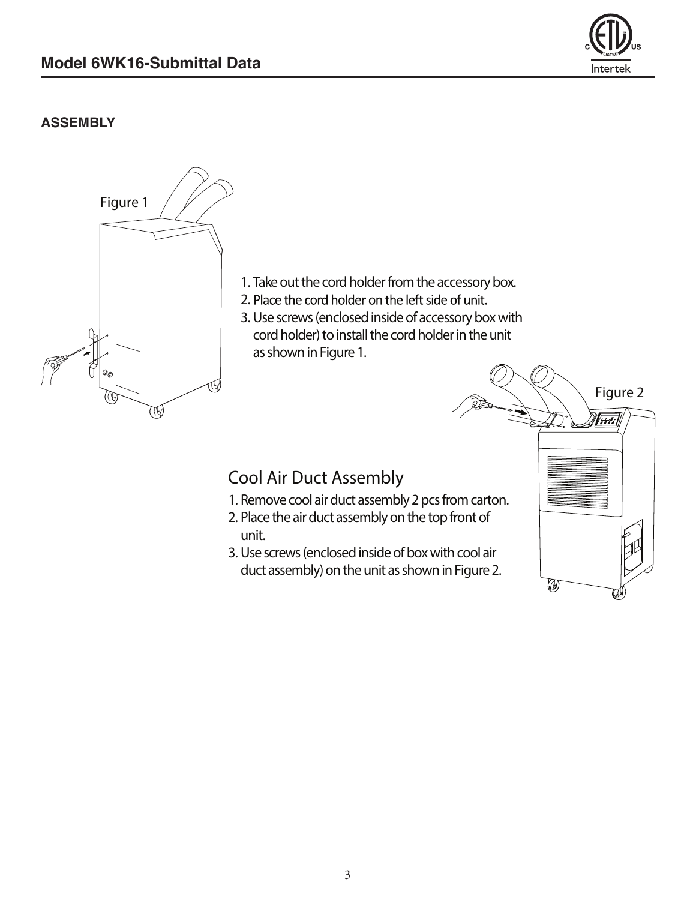## ASSEMBLY

Figure 1

1. Take out the cord holder from the accessory box.
2. Place the cord holder on the left side of unit.
3. Use screws (enclosed inside of accessory box with cord holder) to install the cord holder in the unit as shown in Figure 1.

Figure 2

### Cool Air Duct Assembly

1. Remove cool air duct assembly 2 pcs from carton.
2. Place the air duct assembly on the top front of unit.
3. Use screws (enclosed inside of box with cool air duct assembly) on the unit as shown in Figure 2.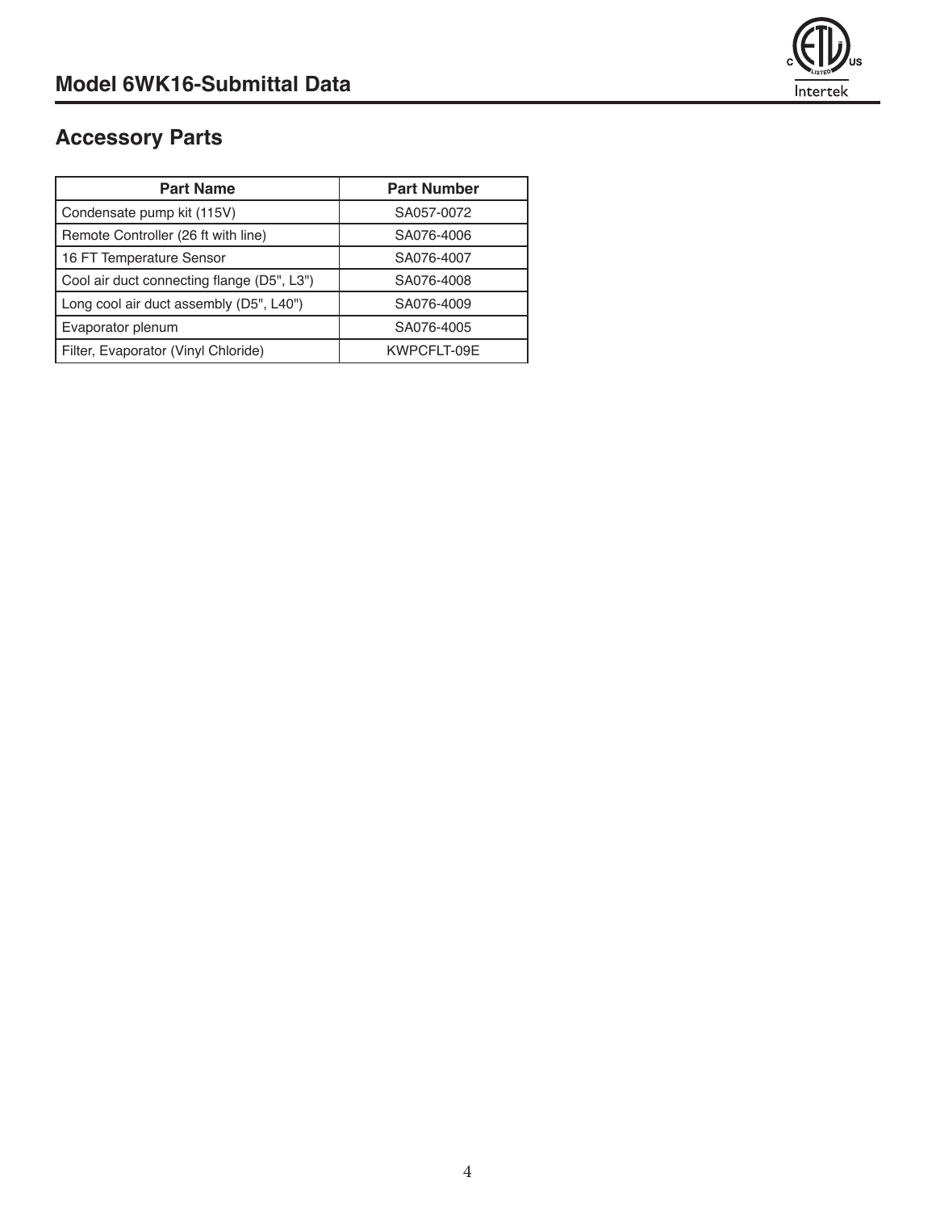# Model 6WK16-Submittal Data

## Accessory Parts

| Part Name | Part Number |
|---|---|
| Condensate pump kit (115V) | SA057-0072 |
| Remote Controller (26 ft with line) | SA076-4006 |
| 16 FT Temperature Sensor | SA076-4007 |
| Cool air duct connecting flange (D5", L3") | SA076-4008 |
| Long cool air duct assembly (D5", L40") | SA076-4009 |
| Evaporator plenum | SA076-4005 |
| Filter, Evaporator (Vinyl Chloride) | KWPCFLT-09E |